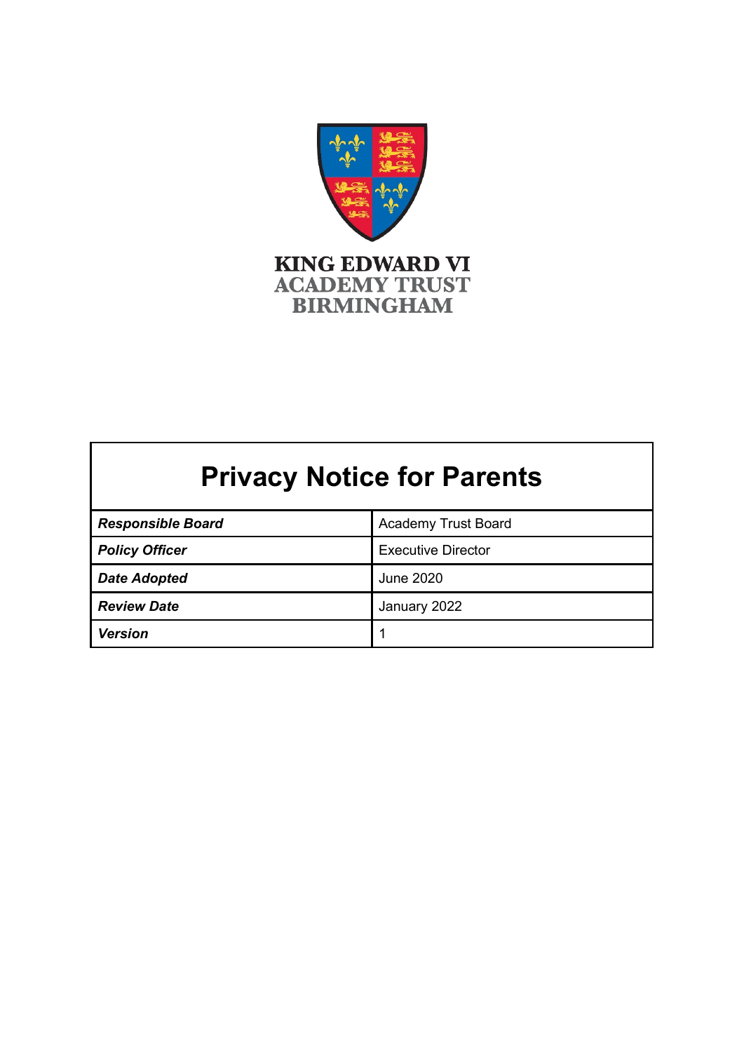KING EDWARD VI
ACADEMY TRUST
BIRMINGHAM

# Privacy Notice for Parents

| | |
|---|---|
| ***Responsible Board*** | Academy Trust Board |
| ***Policy Officer*** | Executive Director |
| ***Date Adopted*** | June 2020 |
| ***Review Date*** | January 2022 |
| ***Version*** | 1 |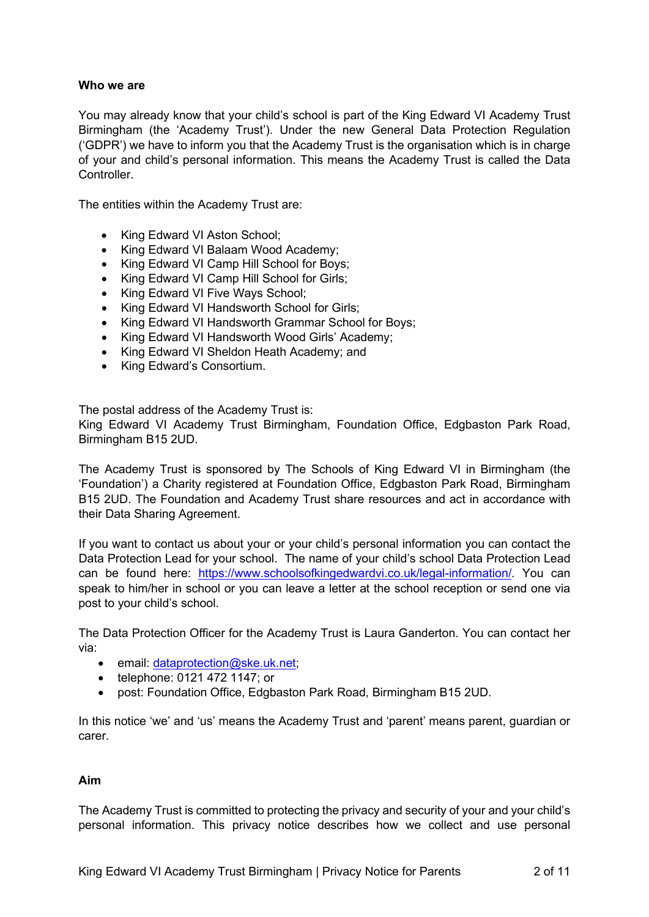**Who we are**

You may already know that your child's school is part of the King Edward VI Academy Trust Birmingham (the 'Academy Trust'). Under the new General Data Protection Regulation ('GDPR') we have to inform you that the Academy Trust is the organisation which is in charge of your and child's personal information. This means the Academy Trust is called the Data Controller.

The entities within the Academy Trust are:

- King Edward VI Aston School;
- King Edward VI Balaam Wood Academy;
- King Edward VI Camp Hill School for Boys;
- King Edward VI Camp Hill School for Girls;
- King Edward VI Five Ways School;
- King Edward VI Handsworth School for Girls;
- King Edward VI Handsworth Grammar School for Boys;
- King Edward VI Handsworth Wood Girls' Academy;
- King Edward VI Sheldon Heath Academy; and
- King Edward's Consortium.

The postal address of the Academy Trust is:
King Edward VI Academy Trust Birmingham, Foundation Office, Edgbaston Park Road, Birmingham B15 2UD.

The Academy Trust is sponsored by The Schools of King Edward VI in Birmingham (the 'Foundation') a Charity registered at Foundation Office, Edgbaston Park Road, Birmingham B15 2UD. The Foundation and Academy Trust share resources and act in accordance with their Data Sharing Agreement.

If you want to contact us about your or your child's personal information you can contact the Data Protection Lead for your school. The name of your child's school Data Protection Lead can be found here: https://www.schoolsofkingedwardvi.co.uk/legal-information/. You can speak to him/her in school or you can leave a letter at the school reception or send one via post to your child's school.

The Data Protection Officer for the Academy Trust is Laura Ganderton. You can contact her via:

- email: dataprotection@ske.uk.net;
- telephone: 0121 472 1147; or
- post: Foundation Office, Edgbaston Park Road, Birmingham B15 2UD.

In this notice 'we' and 'us' means the Academy Trust and 'parent' means parent, guardian or carer.

**Aim**

The Academy Trust is committed to protecting the privacy and security of your and your child's personal information. This privacy notice describes how we collect and use personal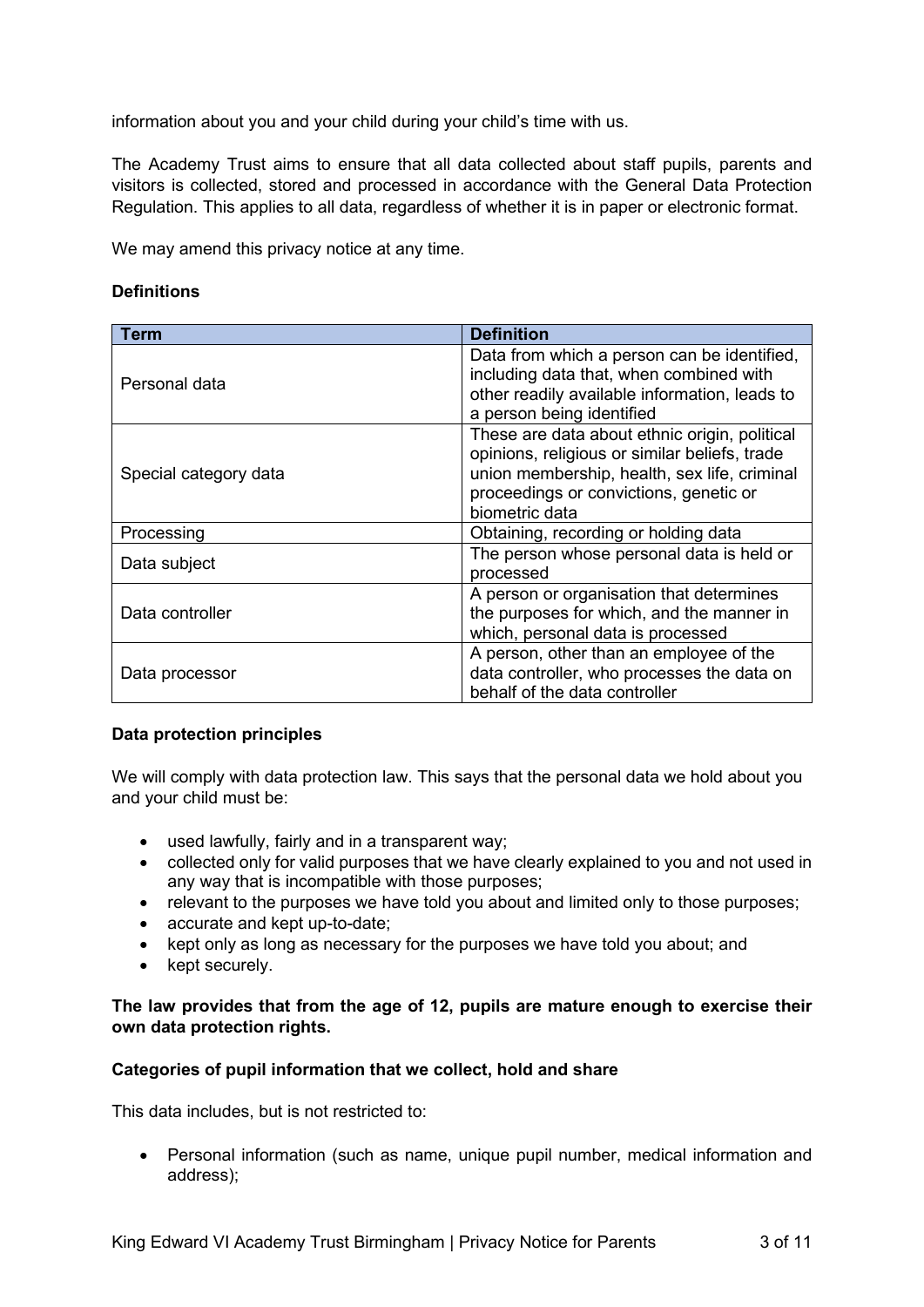information about you and your child during your child's time with us.

The Academy Trust aims to ensure that all data collected about staff pupils, parents and visitors is collected, stored and processed in accordance with the General Data Protection Regulation. This applies to all data, regardless of whether it is in paper or electronic format.

We may amend this privacy notice at any time.

**Definitions**

| Term | Definition |
| --- | --- |
| Personal data | Data from which a person can be identified, including data that, when combined with other readily available information, leads to a person being identified |
| Special category data | These are data about ethnic origin, political opinions, religious or similar beliefs, trade union membership, health, sex life, criminal proceedings or convictions, genetic or biometric data |
| Processing | Obtaining, recording or holding data |
| Data subject | The person whose personal data is held or processed |
| Data controller | A person or organisation that determines the purposes for which, and the manner in which, personal data is processed |
| Data processor | A person, other than an employee of the data controller, who processes the data on behalf of the data controller |

**Data protection principles**

We will comply with data protection law. This says that the personal data we hold about you and your child must be:

- used lawfully, fairly and in a transparent way;
- collected only for valid purposes that we have clearly explained to you and not used in any way that is incompatible with those purposes;
- relevant to the purposes we have told you about and limited only to those purposes;
- accurate and kept up-to-date;
- kept only as long as necessary for the purposes we have told you about; and
- kept securely.

**The law provides that from the age of 12, pupils are mature enough to exercise their own data protection rights.**

**Categories of pupil information that we collect, hold and share**

This data includes, but is not restricted to:

- Personal information (such as name, unique pupil number, medical information and address);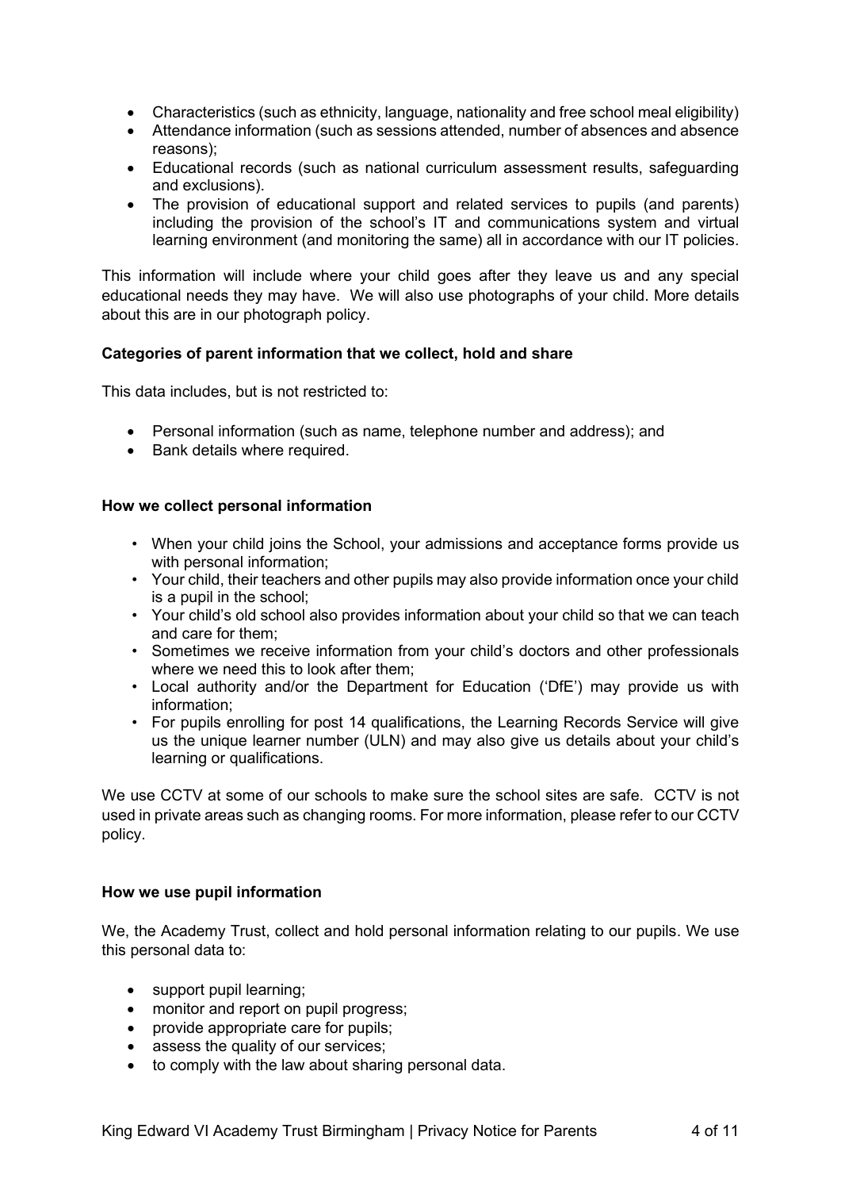- Characteristics (such as ethnicity, language, nationality and free school meal eligibility)
- Attendance information (such as sessions attended, number of absences and absence reasons);
- Educational records (such as national curriculum assessment results, safeguarding and exclusions).
- The provision of educational support and related services to pupils (and parents) including the provision of the school's IT and communications system and virtual learning environment (and monitoring the same) all in accordance with our IT policies.

This information will include where your child goes after they leave us and any special educational needs they may have. We will also use photographs of your child. More details about this are in our photograph policy.

**Categories of parent information that we collect, hold and share**

This data includes, but is not restricted to:

- Personal information (such as name, telephone number and address); and
- Bank details where required.

**How we collect personal information**

- When your child joins the School, your admissions and acceptance forms provide us with personal information;
- Your child, their teachers and other pupils may also provide information once your child is a pupil in the school;
- Your child's old school also provides information about your child so that we can teach and care for them;
- Sometimes we receive information from your child's doctors and other professionals where we need this to look after them;
- Local authority and/or the Department for Education ('DfE') may provide us with information;
- For pupils enrolling for post 14 qualifications, the Learning Records Service will give us the unique learner number (ULN) and may also give us details about your child's learning or qualifications.

We use CCTV at some of our schools to make sure the school sites are safe. CCTV is not used in private areas such as changing rooms. For more information, please refer to our CCTV policy.

**How we use pupil information**

We, the Academy Trust, collect and hold personal information relating to our pupils. We use this personal data to:

- support pupil learning;
- monitor and report on pupil progress;
- provide appropriate care for pupils;
- assess the quality of our services;
- to comply with the law about sharing personal data.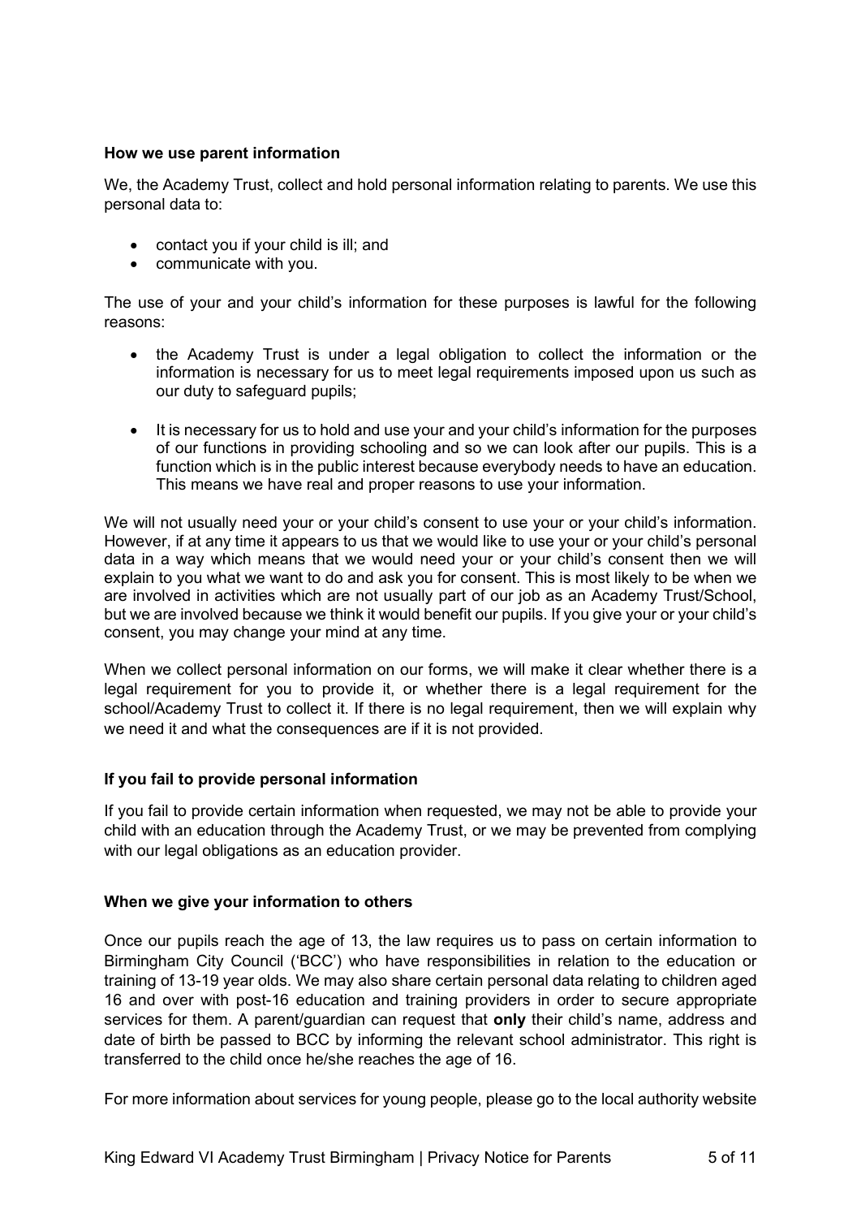**How we use parent information**

We, the Academy Trust, collect and hold personal information relating to parents. We use this personal data to:

- contact you if your child is ill; and
- communicate with you.

The use of your and your child's information for these purposes is lawful for the following reasons:

- the Academy Trust is under a legal obligation to collect the information or the information is necessary for us to meet legal requirements imposed upon us such as our duty to safeguard pupils;

- It is necessary for us to hold and use your and your child's information for the purposes of our functions in providing schooling and so we can look after our pupils. This is a function which is in the public interest because everybody needs to have an education. This means we have real and proper reasons to use your information.

We will not usually need your or your child's consent to use your or your child's information. However, if at any time it appears to us that we would like to use your or your child's personal data in a way which means that we would need your or your child's consent then we will explain to you what we want to do and ask you for consent. This is most likely to be when we are involved in activities which are not usually part of our job as an Academy Trust/School, but we are involved because we think it would benefit our pupils. If you give your or your child's consent, you may change your mind at any time.

When we collect personal information on our forms, we will make it clear whether there is a legal requirement for you to provide it, or whether there is a legal requirement for the school/Academy Trust to collect it. If there is no legal requirement, then we will explain why we need it and what the consequences are if it is not provided.

**If you fail to provide personal information**

If you fail to provide certain information when requested, we may not be able to provide your child with an education through the Academy Trust, or we may be prevented from complying with our legal obligations as an education provider.

**When we give your information to others**

Once our pupils reach the age of 13, the law requires us to pass on certain information to Birmingham City Council ('BCC') who have responsibilities in relation to the education or training of 13-19 year olds. We may also share certain personal data relating to children aged 16 and over with post-16 education and training providers in order to secure appropriate services for them. A parent/guardian can request that **only** their child's name, address and date of birth be passed to BCC by informing the relevant school administrator. This right is transferred to the child once he/she reaches the age of 16.

For more information about services for young people, please go to the local authority website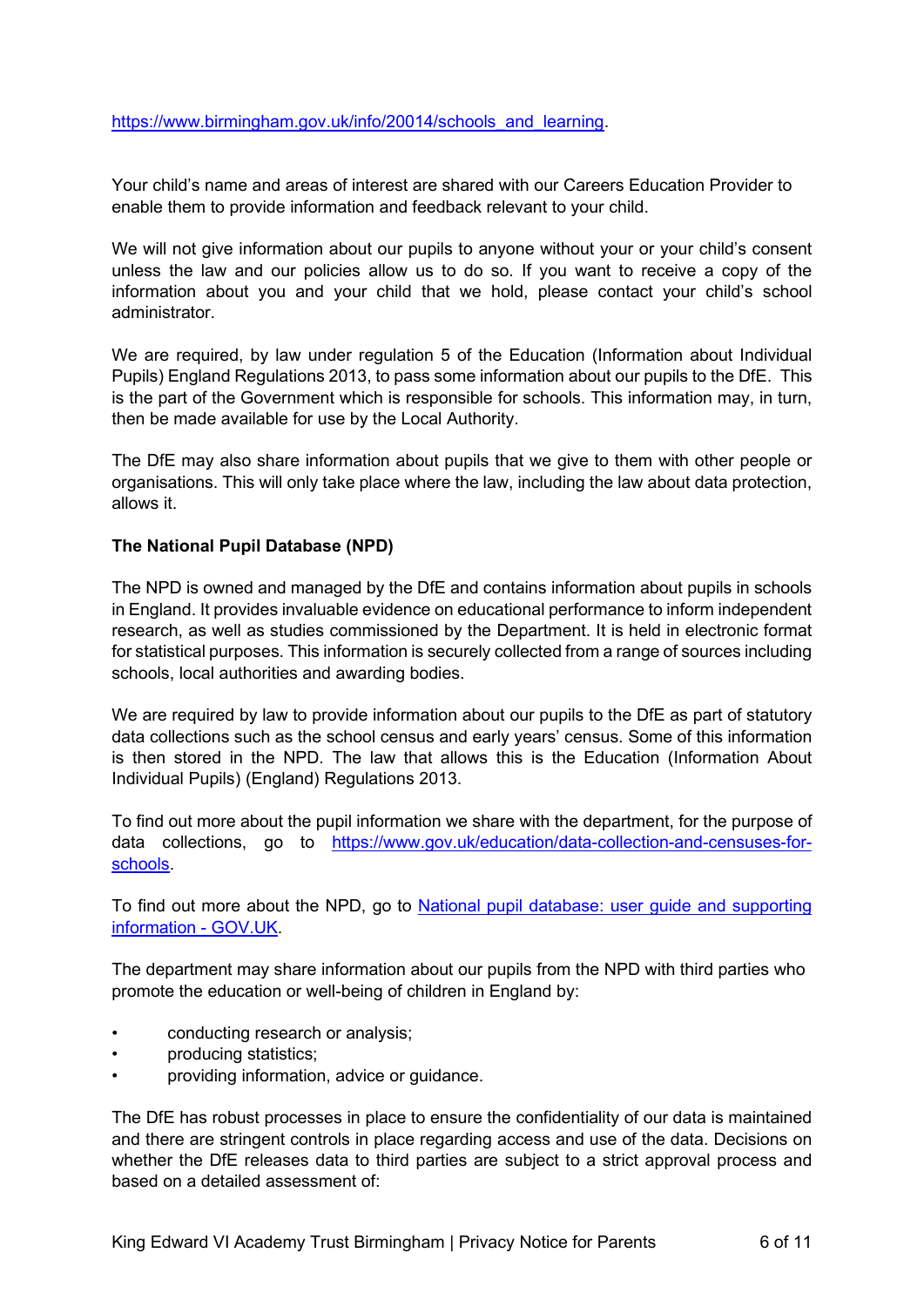https://www.birmingham.gov.uk/info/20014/schools_and_learning.

Your child's name and areas of interest are shared with our Careers Education Provider to enable them to provide information and feedback relevant to your child.

We will not give information about our pupils to anyone without your or your child's consent unless the law and our policies allow us to do so. If you want to receive a copy of the information about you and your child that we hold, please contact your child's school administrator.

We are required, by law under regulation 5 of the Education (Information about Individual Pupils) England Regulations 2013, to pass some information about our pupils to the DfE. This is the part of the Government which is responsible for schools. This information may, in turn, then be made available for use by the Local Authority.

The DfE may also share information about pupils that we give to them with other people or organisations. This will only take place where the law, including the law about data protection, allows it.

**The National Pupil Database (NPD)**

The NPD is owned and managed by the DfE and contains information about pupils in schools in England. It provides invaluable evidence on educational performance to inform independent research, as well as studies commissioned by the Department. It is held in electronic format for statistical purposes. This information is securely collected from a range of sources including schools, local authorities and awarding bodies.

We are required by law to provide information about our pupils to the DfE as part of statutory data collections such as the school census and early years' census. Some of this information is then stored in the NPD. The law that allows this is the Education (Information About Individual Pupils) (England) Regulations 2013.

To find out more about the pupil information we share with the department, for the purpose of data collections, go to https://www.gov.uk/education/data-collection-and-censuses-for-schools.

To find out more about the NPD, go to National pupil database: user guide and supporting information - GOV.UK.

The department may share information about our pupils from the NPD with third parties who promote the education or well-being of children in England by:

- conducting research or analysis;
- producing statistics;
- providing information, advice or guidance.

The DfE has robust processes in place to ensure the confidentiality of our data is maintained and there are stringent controls in place regarding access and use of the data. Decisions on whether the DfE releases data to third parties are subject to a strict approval process and based on a detailed assessment of: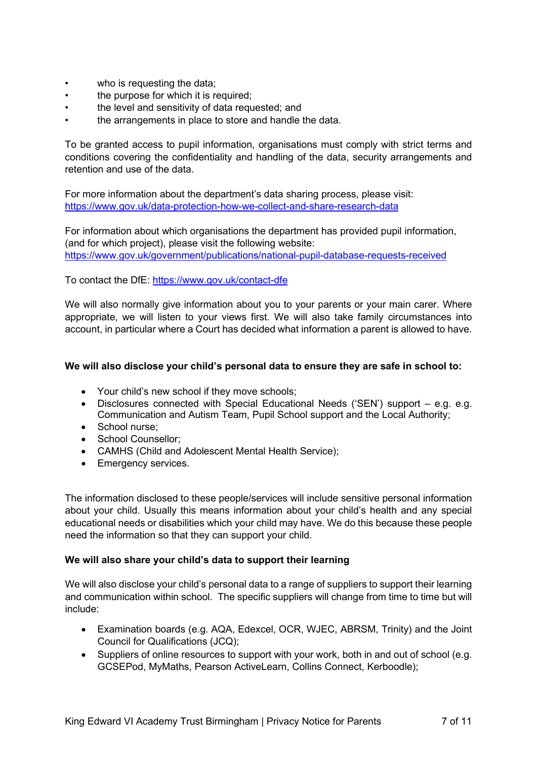- who is requesting the data;
- the purpose for which it is required;
- the level and sensitivity of data requested; and
- the arrangements in place to store and handle the data.

To be granted access to pupil information, organisations must comply with strict terms and conditions covering the confidentiality and handling of the data, security arrangements and retention and use of the data.

For more information about the department's data sharing process, please visit: [https://www.gov.uk/data-protection-how-we-collect-and-share-research-data](https://www.gov.uk/data-protection-how-we-collect-and-share-research-data)

For information about which organisations the department has provided pupil information, (and for which project), please visit the following website: [https://www.gov.uk/government/publications/national-pupil-database-requests-received](https://www.gov.uk/government/publications/national-pupil-database-requests-received)

To contact the DfE: [https://www.gov.uk/contact-dfe](https://www.gov.uk/contact-dfe)

We will also normally give information about you to your parents or your main carer. Where appropriate, we will listen to your views first. We will also take family circumstances into account, in particular where a Court has decided what information a parent is allowed to have.

**We will also disclose your child's personal data to ensure they are safe in school to:**

- Your child's new school if they move schools;
- Disclosures connected with Special Educational Needs ('SEN') support – e.g. e.g. Communication and Autism Team, Pupil School support and the Local Authority;
- School nurse;
- School Counsellor;
- CAMHS (Child and Adolescent Mental Health Service);
- Emergency services.

The information disclosed to these people/services will include sensitive personal information about your child. Usually this means information about your child's health and any special educational needs or disabilities which your child may have. We do this because these people need the information so that they can support your child.

**We will also share your child's data to support their learning**

We will also disclose your child's personal data to a range of suppliers to support their learning and communication within school. The specific suppliers will change from time to time but will include:

- Examination boards (e.g. AQA, Edexcel, OCR, WJEC, ABRSM, Trinity) and the Joint Council for Qualifications (JCQ);
- Suppliers of online resources to support with your work, both in and out of school (e.g. GCSEPod, MyMaths, Pearson ActiveLearn, Collins Connect, Kerboodle);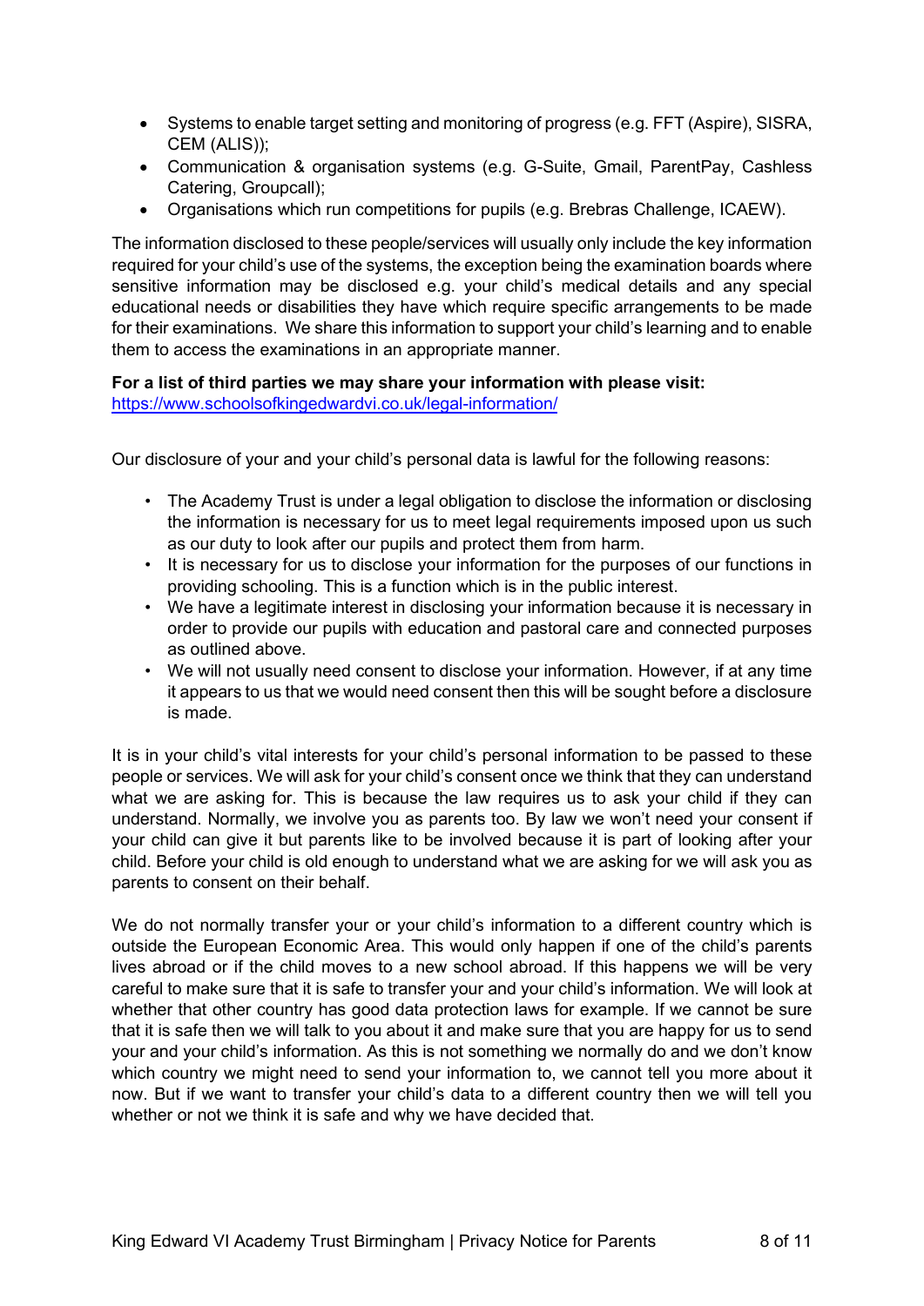- Systems to enable target setting and monitoring of progress (e.g. FFT (Aspire), SISRA, CEM (ALIS));
- Communication & organisation systems (e.g. G-Suite, Gmail, ParentPay, Cashless Catering, Groupcall);
- Organisations which run competitions for pupils (e.g. Brebras Challenge, ICAEW).

The information disclosed to these people/services will usually only include the key information required for your child's use of the systems, the exception being the examination boards where sensitive information may be disclosed e.g. your child's medical details and any special educational needs or disabilities they have which require specific arrangements to be made for their examinations. We share this information to support your child's learning and to enable them to access the examinations in an appropriate manner.

**For a list of third parties we may share your information with please visit:**
[https://www.schoolsofkingedwardvi.co.uk/legal-information/](https://www.schoolsofkingedwardvi.co.uk/legal-information/)

Our disclosure of your and your child's personal data is lawful for the following reasons:

- The Academy Trust is under a legal obligation to disclose the information or disclosing the information is necessary for us to meet legal requirements imposed upon us such as our duty to look after our pupils and protect them from harm.
- It is necessary for us to disclose your information for the purposes of our functions in providing schooling. This is a function which is in the public interest.
- We have a legitimate interest in disclosing your information because it is necessary in order to provide our pupils with education and pastoral care and connected purposes as outlined above.
- We will not usually need consent to disclose your information. However, if at any time it appears to us that we would need consent then this will be sought before a disclosure is made.

It is in your child's vital interests for your child's personal information to be passed to these people or services. We will ask for your child's consent once we think that they can understand what we are asking for. This is because the law requires us to ask your child if they can understand. Normally, we involve you as parents too. By law we won't need your consent if your child can give it but parents like to be involved because it is part of looking after your child. Before your child is old enough to understand what we are asking for we will ask you as parents to consent on their behalf.

We do not normally transfer your or your child's information to a different country which is outside the European Economic Area. This would only happen if one of the child's parents lives abroad or if the child moves to a new school abroad. If this happens we will be very careful to make sure that it is safe to transfer your and your child's information. We will look at whether that other country has good data protection laws for example. If we cannot be sure that it is safe then we will talk to you about it and make sure that you are happy for us to send your and your child's information. As this is not something we normally do and we don't know which country we might need to send your information to, we cannot tell you more about it now. But if we want to transfer your child's data to a different country then we will tell you whether or not we think it is safe and why we have decided that.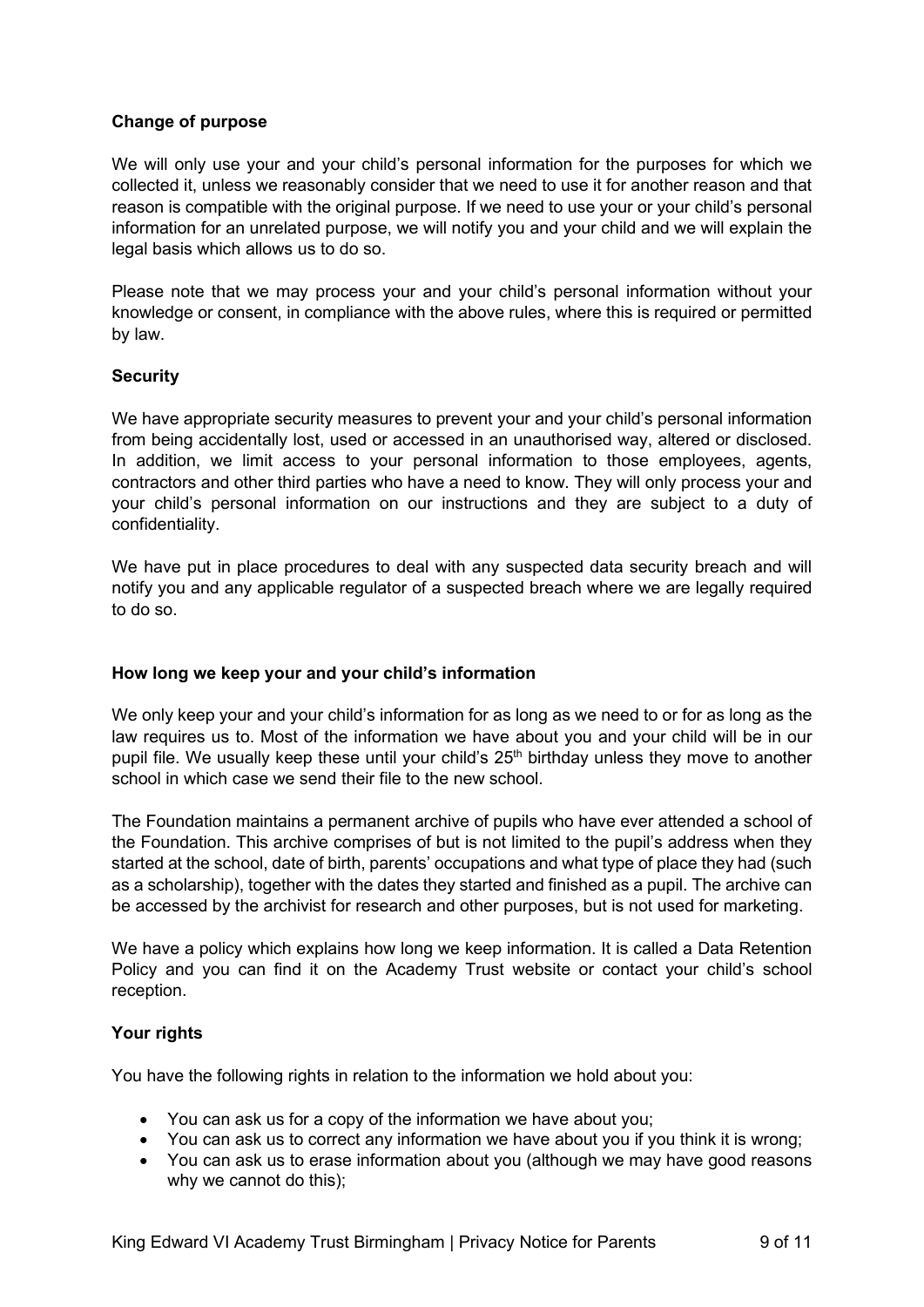**Change of purpose**

We will only use your and your child's personal information for the purposes for which we collected it, unless we reasonably consider that we need to use it for another reason and that reason is compatible with the original purpose. If we need to use your or your child's personal information for an unrelated purpose, we will notify you and your child and we will explain the legal basis which allows us to do so.

Please note that we may process your and your child's personal information without your knowledge or consent, in compliance with the above rules, where this is required or permitted by law.

**Security**

We have appropriate security measures to prevent your and your child's personal information from being accidentally lost, used or accessed in an unauthorised way, altered or disclosed. In addition, we limit access to your personal information to those employees, agents, contractors and other third parties who have a need to know. They will only process your and your child's personal information on our instructions and they are subject to a duty of confidentiality.

We have put in place procedures to deal with any suspected data security breach and will notify you and any applicable regulator of a suspected breach where we are legally required to do so.

**How long we keep your and your child's information**

We only keep your and your child's information for as long as we need to or for as long as the law requires us to. Most of the information we have about you and your child will be in our pupil file. We usually keep these until your child's 25th birthday unless they move to another school in which case we send their file to the new school.

The Foundation maintains a permanent archive of pupils who have ever attended a school of the Foundation. This archive comprises of but is not limited to the pupil's address when they started at the school, date of birth, parents' occupations and what type of place they had (such as a scholarship), together with the dates they started and finished as a pupil. The archive can be accessed by the archivist for research and other purposes, but is not used for marketing.

We have a policy which explains how long we keep information. It is called a Data Retention Policy and you can find it on the Academy Trust website or contact your child's school reception.

**Your rights**

You have the following rights in relation to the information we hold about you:

- You can ask us for a copy of the information we have about you;
- You can ask us to correct any information we have about you if you think it is wrong;
- You can ask us to erase information about you (although we may have good reasons why we cannot do this);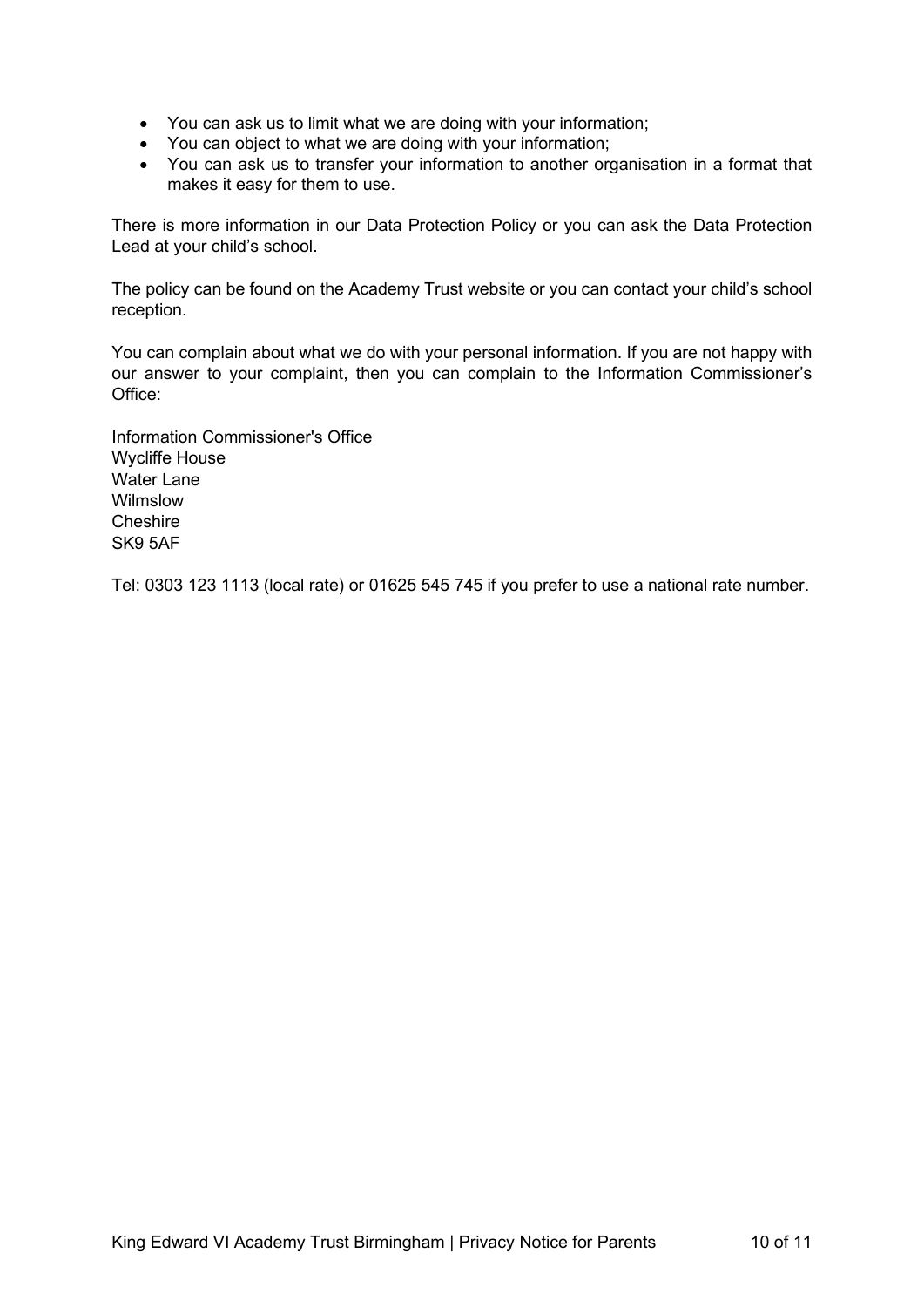- You can ask us to limit what we are doing with your information;
- You can object to what we are doing with your information;
- You can ask us to transfer your information to another organisation in a format that makes it easy for them to use.

There is more information in our Data Protection Policy or you can ask the Data Protection Lead at your child's school.

The policy can be found on the Academy Trust website or you can contact your child's school reception.

You can complain about what we do with your personal information. If you are not happy with our answer to your complaint, then you can complain to the Information Commissioner's Office:

Information Commissioner's Office
Wycliffe House
Water Lane
Wilmslow
Cheshire
SK9 5AF

Tel: 0303 123 1113 (local rate) or 01625 545 745 if you prefer to use a national rate number.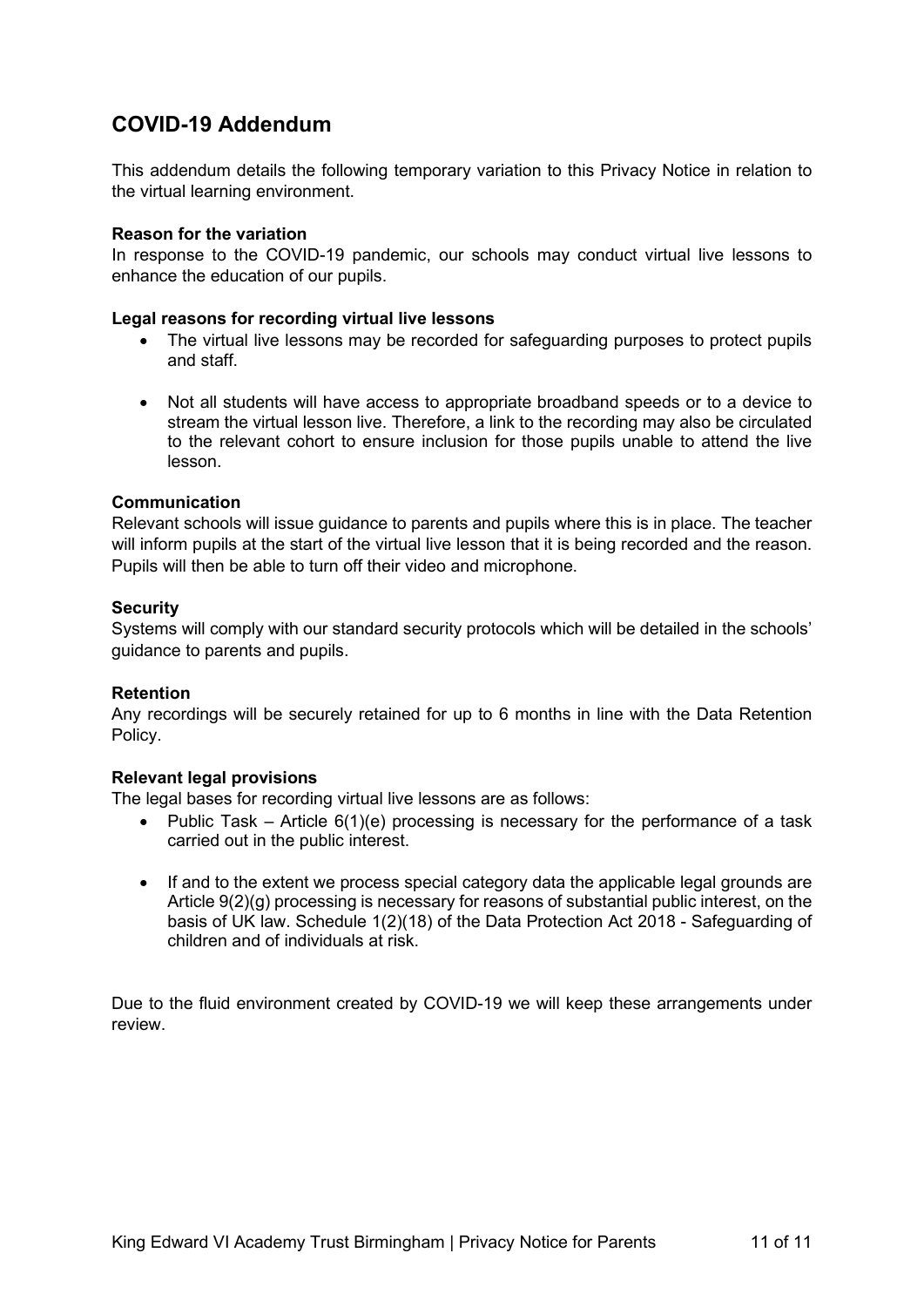## COVID-19 Addendum

This addendum details the following temporary variation to this Privacy Notice in relation to the virtual learning environment.

**Reason for the variation**

In response to the COVID-19 pandemic, our schools may conduct virtual live lessons to enhance the education of our pupils.

**Legal reasons for recording virtual live lessons**

- The virtual live lessons may be recorded for safeguarding purposes to protect pupils and staff.
- Not all students will have access to appropriate broadband speeds or to a device to stream the virtual lesson live. Therefore, a link to the recording may also be circulated to the relevant cohort to ensure inclusion for those pupils unable to attend the live lesson.

**Communication**

Relevant schools will issue guidance to parents and pupils where this is in place. The teacher will inform pupils at the start of the virtual live lesson that it is being recorded and the reason. Pupils will then be able to turn off their video and microphone.

**Security**

Systems will comply with our standard security protocols which will be detailed in the schools' guidance to parents and pupils.

**Retention**

Any recordings will be securely retained for up to 6 months in line with the Data Retention Policy.

**Relevant legal provisions**

The legal bases for recording virtual live lessons are as follows:

- Public Task – Article 6(1)(e) processing is necessary for the performance of a task carried out in the public interest.
- If and to the extent we process special category data the applicable legal grounds are Article 9(2)(g) processing is necessary for reasons of substantial public interest, on the basis of UK law. Schedule 1(2)(18) of the Data Protection Act 2018 - Safeguarding of children and of individuals at risk.

Due to the fluid environment created by COVID-19 we will keep these arrangements under review.